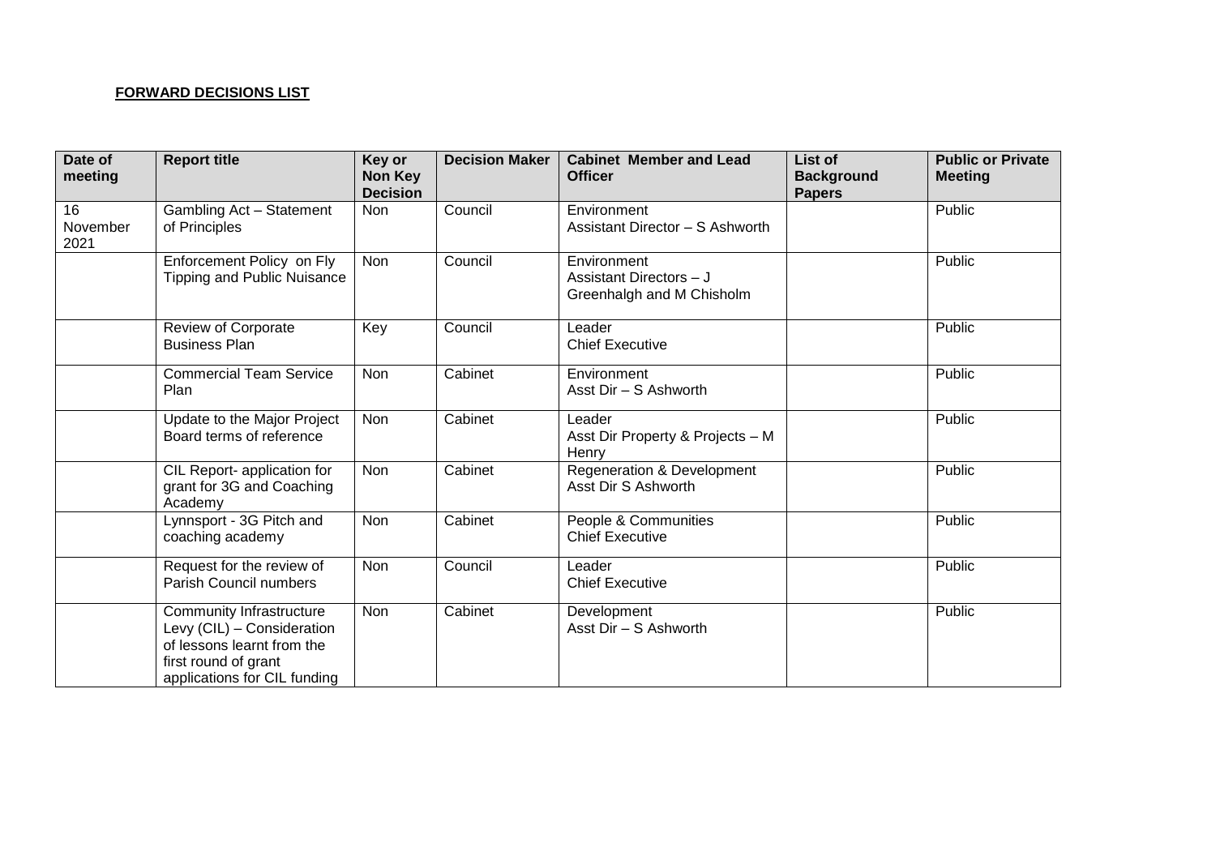**FORWARD DECISIONS LIST**

| Date of meeting | Report title | Key or Non Key Decision | Decision Maker | Cabinet Member and Lead Officer | List of Background Papers | Public or Private Meeting |
|---|---|---|---|---|---|---|
| 16 November 2021 | Gambling Act – Statement of Principles | Non | Council | Environment<br>Assistant Director – S Ashworth | | Public |
| | Enforcement Policy on Fly Tipping and Public Nuisance | Non | Council | Environment<br>Assistant Directors – J Greenhalgh and M Chisholm | | Public |
| | Review of Corporate Business Plan | Key | Council | Leader<br>Chief Executive | | Public |
| | Commercial Team Service Plan | Non | Cabinet | Environment<br>Asst Dir – S Ashworth | | Public |
| | Update to the Major Project Board terms of reference | Non | Cabinet | Leader<br>Asst Dir Property & Projects – M Henry | | Public |
| | CIL Report- application for grant for 3G and Coaching Academy | Non | Cabinet | Regeneration & Development<br>Asst Dir S Ashworth | | Public |
| | Lynnsport - 3G Pitch and coaching academy | Non | Cabinet | People & Communities<br>Chief Executive | | Public |
| | Request for the review of Parish Council numbers | Non | Council | Leader<br>Chief Executive | | Public |
| | Community Infrastructure Levy (CIL) – Consideration of lessons learnt from the first round of grant applications for CIL funding | Non | Cabinet | Development<br>Asst Dir – S Ashworth | | Public |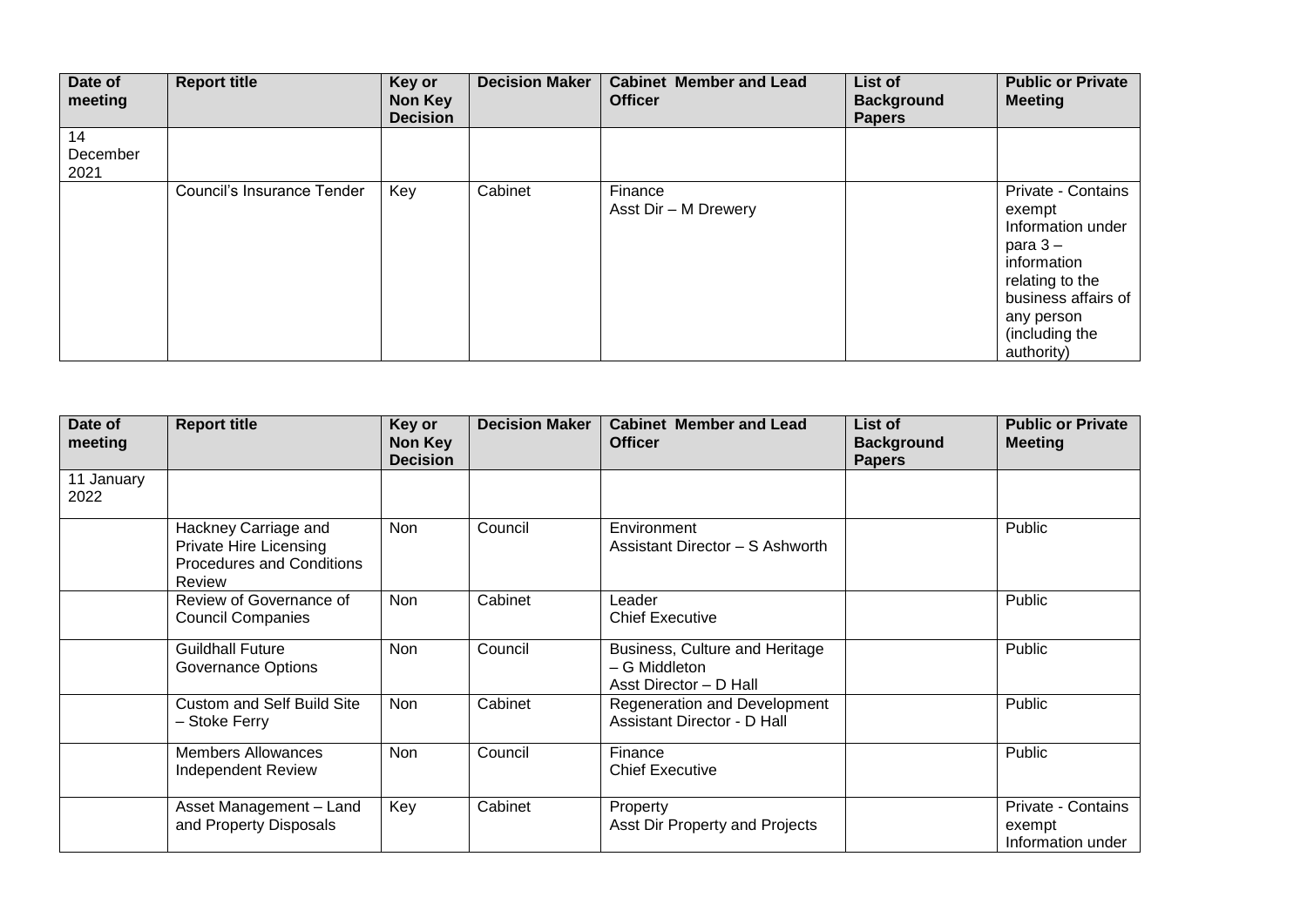| Date of meeting | Report title | Key or Non Key Decision | Decision Maker | Cabinet Member and Lead Officer | List of Background Papers | Public or Private Meeting |
| --- | --- | --- | --- | --- | --- | --- |
| 14 December 2021 | | | | | | |
| | Council's Insurance Tender | Key | Cabinet | Finance<br>Asst Dir – M Drewery | | Private - Contains exempt Information under para 3 – information relating to the business affairs of any person (including the authority) |

| Date of meeting | Report title | Key or Non Key Decision | Decision Maker | Cabinet Member and Lead Officer | List of Background Papers | Public or Private Meeting |
| --- | --- | --- | --- | --- | --- | --- |
| 11 January 2022 | | | | | | |
| | Hackney Carriage and Private Hire Licensing Procedures and Conditions Review | Non | Council | Environment<br>Assistant Director – S Ashworth | | Public |
| | Review of Governance of Council Companies | Non | Cabinet | Leader<br>Chief Executive | | Public |
| | Guildhall Future Governance Options | Non | Council | Business, Culture and Heritage – G Middleton<br>Asst Director – D Hall | | Public |
| | Custom and Self Build Site – Stoke Ferry | Non | Cabinet | Regeneration and Development<br>Assistant Director - D Hall | | Public |
| | Members Allowances Independent Review | Non | Council | Finance<br>Chief Executive | | Public |
| | Asset Management – Land and Property Disposals | Key | Cabinet | Property<br>Asst Dir Property and Projects | | Private - Contains exempt Information under |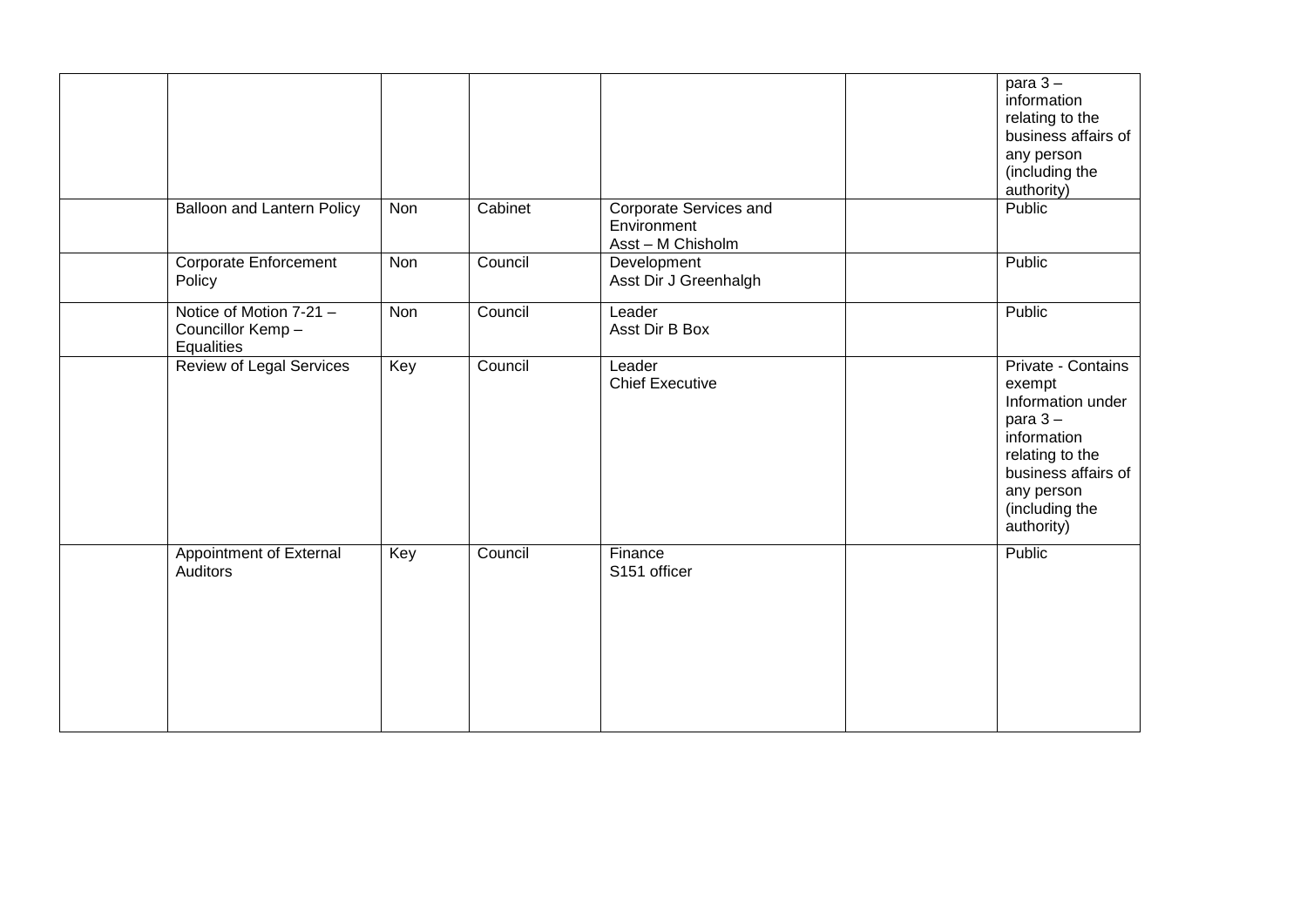| | | | | | | |
|---|---|---|---|---|---|---|
| | | | | | | para 3 – information relating to the business affairs of any person (including the authority) |
| | Balloon and Lantern Policy | Non | Cabinet | Corporate Services and Environment<br>Asst – M Chisholm | | Public |
| | Corporate Enforcement Policy | Non | Council | Development<br>Asst Dir J Greenhalgh | | Public |
| | Notice of Motion 7-21 – Councillor Kemp – Equalities | Non | Council | Leader<br>Asst Dir B Box | | Public |
| | Review of Legal Services | Key | Council | Leader<br>Chief Executive | | Private - Contains exempt Information under para 3 – information relating to the business affairs of any person (including the authority) |
| | Appointment of External Auditors | Key | Council | Finance<br>S151 officer | | Public |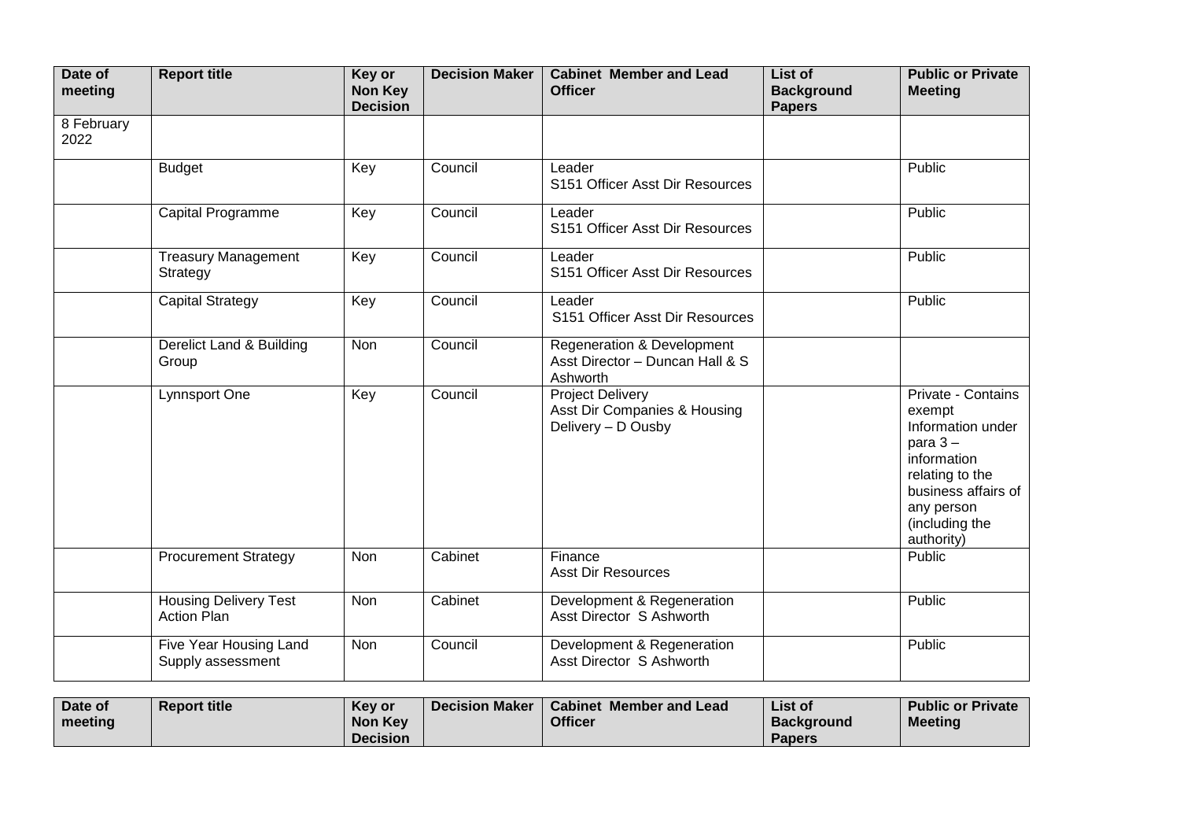| Date of meeting | Report title | Key or Non Key Decision | Decision Maker | Cabinet Member and Lead Officer | List of Background Papers | Public or Private Meeting |
|---|---|---|---|---|---|---|
| 8 February 2022 | | | | | | |
| | Budget | Key | Council | Leader<br>S151 Officer Asst Dir Resources | | Public |
| | Capital Programme | Key | Council | Leader<br>S151 Officer Asst Dir Resources | | Public |
| | Treasury Management Strategy | Key | Council | Leader<br>S151 Officer Asst Dir Resources | | Public |
| | Capital Strategy | Key | Council | Leader<br>S151 Officer Asst Dir Resources | | Public |
| | Derelict Land & Building Group | Non | Council | Regeneration & Development<br>Asst Director – Duncan Hall & S Ashworth | | |
| | Lynnsport One | Key | Council | Project Delivery<br>Asst Dir Companies & Housing Delivery – D Ousby | | Private - Contains exempt Information under para 3 – information relating to the business affairs of any person (including the authority) |
| | Procurement Strategy | Non | Cabinet | Finance<br>Asst Dir Resources | | Public |
| | Housing Delivery Test Action Plan | Non | Cabinet | Development & Regeneration<br>Asst Director S Ashworth | | Public |
| | Five Year Housing Land Supply assessment | Non | Council | Development & Regeneration<br>Asst Director S Ashworth | | Public |

| Date of meeting | Report title | Key or Non Key Decision | Decision Maker | Cabinet Member and Lead Officer | List of Background Papers | Public or Private Meeting |
|---|---|---|---|---|---|---|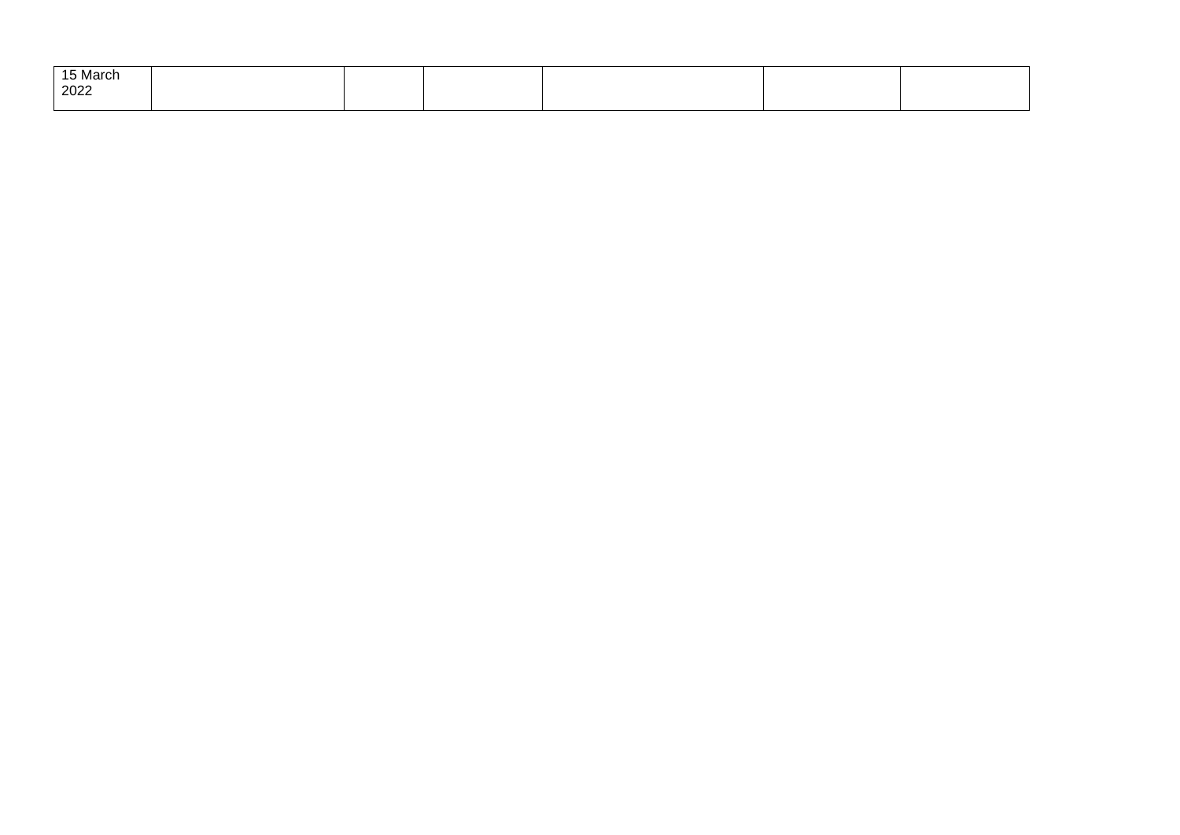| | | | | | | |
|---|---|---|---|---|---|---|
| 15 March 2022 | | | | | | |